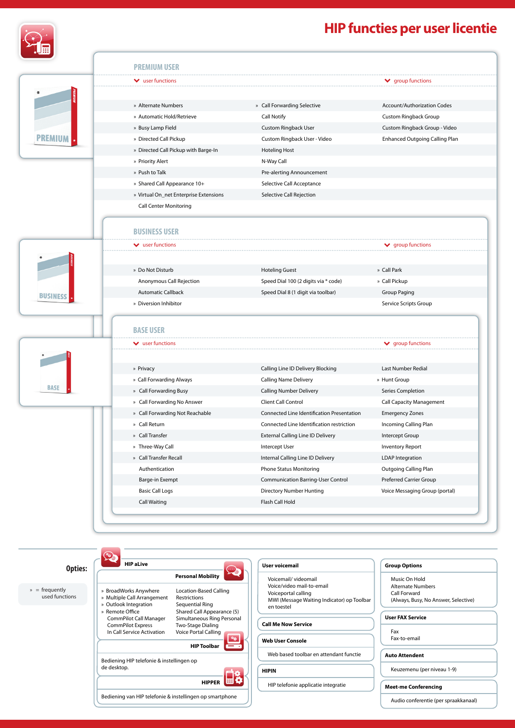# HIP functies per user licentie

## PREMIUM USER

| user functions | | group functions |
|---|---|---|
| » Alternate Numbers | » Call Forwarding Selective | Account/Authorization Codes |
| » Automatic Hold/Retrieve | Call Notify | Custom Ringback Group |
| » Busy Lamp Field | Custom Ringback User | Custom Ringback Group - Video |
| » Directed Call Pickup | Custom Ringback User - Video | Enhanced Outgoing Calling Plan |
| » Directed Call Pickup with Barge-In | Hoteling Host | |
| » Priority Alert | N-Way Call | |
| » Push to Talk | Pre-alerting Announcement | |
| » Shared Call Appearance 10+ | Selective Call Acceptance | |
| » Virtual On_net Enterprise Extensions | Selective Call Rejection | |
| Call Center Monitoring | | |

## BUSINESS USER

| user functions | | group functions |
|---|---|---|
| » Do Not Disturb | Hoteling Guest | » Call Park |
| Anonymous Call Rejection | Speed Dial 100 (2 digits via * code) | » Call Pickup |
| Automatic Callback | Speed Dial 8 (1 digit via toolbar) | Group Paging |
| » Diversion Inhibitor | | Service Scripts Group |

## BASE USER

| user functions | | group functions |
|---|---|---|
| » Privacy | Calling Line ID Delivery Blocking | Last Number Redial |
| » Call Forwarding Always | Calling Name Delivery | » Hunt Group |
| » Call Forwarding Busy | Calling Number Delivery | Series Completion |
| » Call Forwarding No Answer | Client Call Control | Call Capacity Management |
| » Call Forwarding Not Reachable | Connected Line Identification Presentation | Emergency Zones |
| » Call Return | Connected Line Identification restriction | Incoming Calling Plan |
| » Call Transfer | External Calling Line ID Delivery | Intercept Group |
| » Three-Way Call | Intercept User | Inventory Report |
| » Call Transfer Recall | Internal Calling Line ID Delivery | LDAP Integration |
| Authentication | Phone Status Monitoring | Outgoing Calling Plan |
| Barge-in Exempt | Communication Barring-User Control | Preferred Carrier Group |
| Basic Call Logs | Directory Number Hunting | Voice Messaging Group (portal) |
| Call Waiting | Flash Call Hold | |

## Opties:

» = frequently used functions

### HIP aLive

**Personal Mobility**

- » BroadWorks Anywhere
- » Multiple Call Arrangement
- » Outlook Integration
- » Remote Office
- CommPilot Call Manager
- CommPilot Express
- In Call Service Activation
- Location-Based Calling Restrictions
- Sequential Ring
- Shared Call Appearance (5)
- Simultaneous Ring Personal
- Two-Stage Dialing
- Voice Portal Calling

**HIP Toolbar**

Bediening HIP telefonie & instellingen op de desktop.

**HIPPER**

Bediening van HIP telefonie & instellingen op smartphone

### User voicemail

- Voicemail/ videomail
- Voice/video mail-to-email
- Voiceportal calling
- MWI (Message Waiting Indicator) op Toolbar en toestel

### Call Me Now Service

### Web User Console

Web based toolbar en attendant functie

### HIPIN

HIP telefonie applicatie integratie

### Group Options

- Music On Hold
- Alternate Numbers
- Call Forward (Always, Busy, No Answer, Selective)

### User FAX Service

- Fax
- Fax-to-email

### Auto Attendent

Keuzemenu (per niveau 1-9)

### Meet-me Conferencing

Audio conferentie (per spraakkanaal)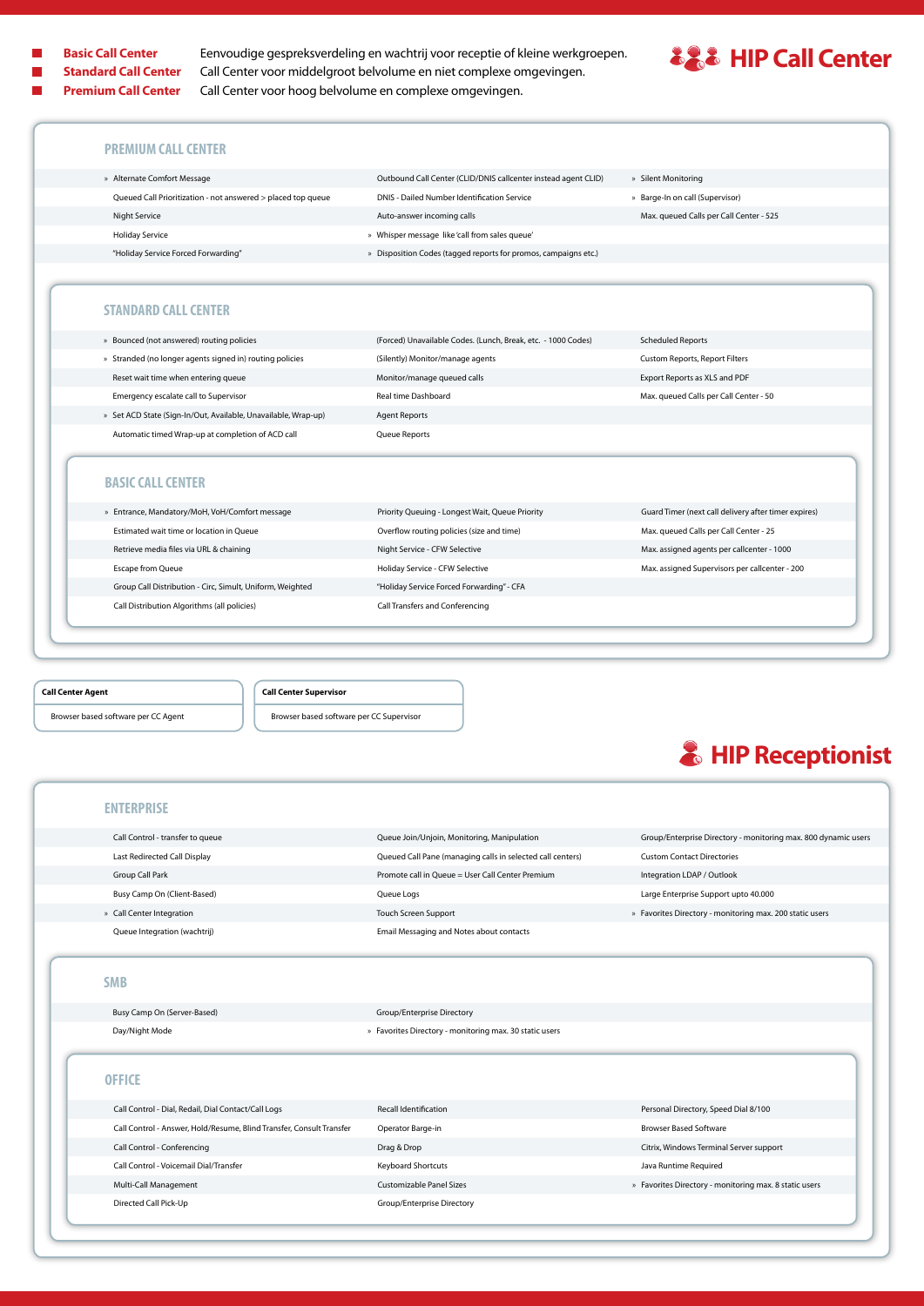- **Basic Call Center** Eenvoudige gespreksverdeling en wachtrij voor receptie of kleine werkgroepen.
- **Standard Call Center** Call Center voor middelgroot belvolume en niet complexe omgevingen.
- **Premium Call Center** Call Center voor hoog belvolume en complexe omgevingen.

# HIP Call Center

## PREMIUM CALL CENTER

| | | |
|---|---|---|
| » Alternate Comfort Message | Outbound Call Center (CLID/DNIS callcenter instead agent CLID) | » Silent Monitoring |
| Queued Call Prioritization - not answered > placed top queue | DNIS - Dailed Number Identification Service | » Barge-In on call (Supervisor) |
| Night Service | Auto-answer incoming calls | Max. queued Calls per Call Center - 525 |
| Holiday Service | » Whisper message like 'call from sales queue' | |
| "Holiday Service Forced Forwarding" | » Disposition Codes (tagged reports for promos, campaigns etc.) | |

## STANDARD CALL CENTER

| | | |
|---|---|---|
| » Bounced (not answered) routing policies | (Forced) Unavailable Codes. (Lunch, Break, etc. - 1000 Codes) | Scheduled Reports |
| » Stranded (no longer agents signed in) routing policies | (Silently) Monitor/manage agents | Custom Reports, Report Filters |
| Reset wait time when entering queue | Monitor/manage queued calls | Export Reports as XLS and PDF |
| Emergency escalate call to Supervisor | Real time Dashboard | Max. queued Calls per Call Center - 50 |
| » Set ACD State (Sign-In/Out, Available, Unavailable, Wrap-up) | Agent Reports | |
| Automatic timed Wrap-up at completion of ACD call | Queue Reports | |

## BASIC CALL CENTER

| | | |
|---|---|---|
| » Entrance, Mandatory/MoH, VoH/Comfort message | Priority Queuing - Longest Wait, Queue Priority | Guard Timer (next call delivery after timer expires) |
| Estimated wait time or location in Queue | Overflow routing policies (size and time) | Max. queued Calls per Call Center - 25 |
| Retrieve media files via URL & chaining | Night Service - CFW Selective | Max. assigned agents per callcenter - 1000 |
| Escape from Queue | Holiday Service - CFW Selective | Max. assigned Supervisors per callcenter - 200 |
| Group Call Distribution - Circ, Simult, Uniform, Weighted | "Holiday Service Forced Forwarding" - CFA | |
| Call Distribution Algorithms (all policies) | Call Transfers and Conferencing | |

| Call Center Agent | Call Center Supervisor |
|---|---|
| Browser based software per CC Agent | Browser based software per CC Supervisor |

# HIP Receptionist

## ENTERPRISE

| | | |
|---|---|---|
| Call Control - transfer to queue | Queue Join/Unjoin, Monitoring, Manipulation | Group/Enterprise Directory - monitoring max. 800 dynamic users |
| Last Redirected Call Display | Queued Call Pane (managing calls in selected call centers) | Custom Contact Directories |
| Group Call Park | Promote call in Queue = User Call Center Premium | Integration LDAP / Outlook |
| Busy Camp On (Client-Based) | Queue Logs | Large Enterprise Support upto 40.000 |
| » Call Center Integration | Touch Screen Support | » Favorites Directory - monitoring max. 200 static users |
| Queue Integration (wachtrij) | Email Messaging and Notes about contacts | |

## SMB

| | |
|---|---|
| Busy Camp On (Server-Based) | Group/Enterprise Directory |
| Day/Night Mode | » Favorites Directory - monitoring max. 30 static users |

## OFFICE

| | | |
|---|---|---|
| Call Control - Dial, Redail, Dial Contact/Call Logs | Recall Identification | Personal Directory, Speed Dial 8/100 |
| Call Control - Answer, Hold/Resume, Blind Transfer, Consult Transfer | Operator Barge-in | Browser Based Software |
| Call Control - Conferencing | Drag & Drop | Citrix, Windows Terminal Server support |
| Call Control - Voicemail Dial/Transfer | Keyboard Shortcuts | Java Runtime Required |
| Multi-Call Management | Customizable Panel Sizes | » Favorites Directory - monitoring max. 8 static users |
| Directed Call Pick-Up | Group/Enterprise Directory | |